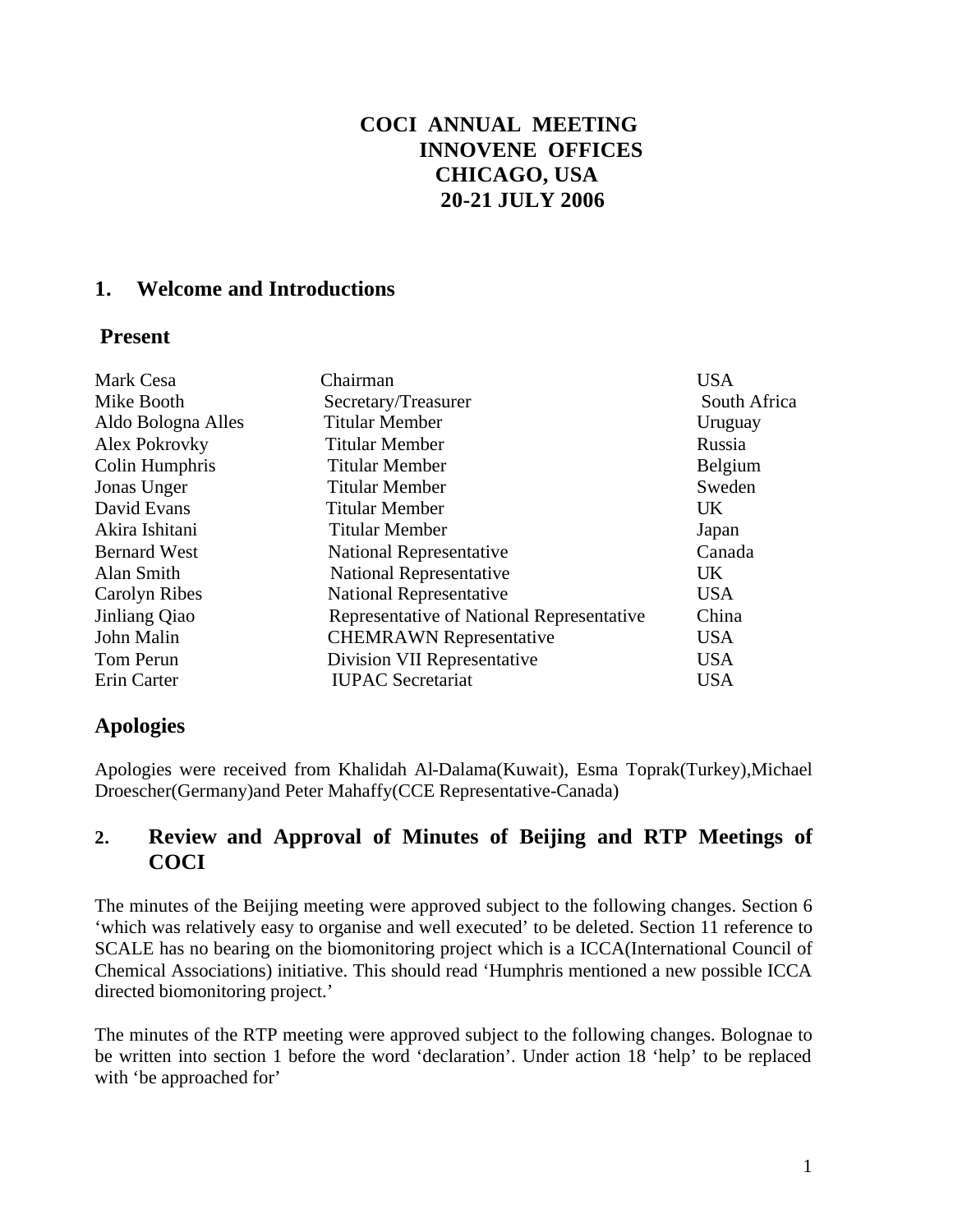# COCI ANNUAL MEETING
# INNOVENE OFFICES
# CHICAGO, USA
# 20-21 JULY 2006

## 1. Welcome and Introductions

### Present

| Name | Role | Country |
|---|---|---|
| Mark Cesa | Chairman | USA |
| Mike Booth | Secretary/Treasurer | South Africa |
| Aldo Bologna Alles | Titular Member | Uruguay |
| Alex Pokrovky | Titular Member | Russia |
| Colin Humphris | Titular Member | Belgium |
| Jonas Unger | Titular Member | Sweden |
| David Evans | Titular Member | UK |
| Akira Ishitani | Titular Member | Japan |
| Bernard West | National Representative | Canada |
| Alan Smith | National Representative | UK |
| Carolyn Ribes | National Representative | USA |
| Jinliang Qiao | Representative of National Representative | China |
| John Malin | CHEMRAWN Representative | USA |
| Tom Perun | Division VII Representative | USA |
| Erin Carter | IUPAC Secretariat | USA |

### Apologies

Apologies were received from Khalidah Al-Dalama(Kuwait), Esma Toprak(Turkey),Michael Droescher(Germany)and Peter Mahaffy(CCE Representative-Canada)

## 2. Review and Approval of Minutes of Beijing and RTP Meetings of COCI

The minutes of the Beijing meeting were approved subject to the following changes. Section 6 'which was relatively easy to organise and well executed' to be deleted. Section 11 reference to SCALE has no bearing on the biomonitoring project which is a ICCA(International Council of Chemical Associations) initiative. This should read 'Humphris mentioned a new possible ICCA directed biomonitoring project.'

The minutes of the RTP meeting were approved subject to the following changes. Bolognae to be written into section 1 before the word 'declaration'. Under action 18 'help' to be replaced with 'be approached for'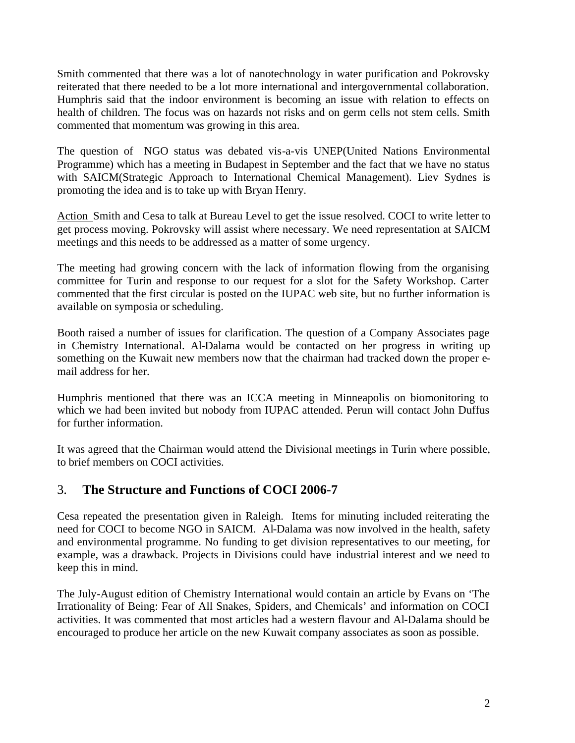Smith commented that there was a lot of nanotechnology in water purification and Pokrovsky reiterated that there needed to be a lot more international and intergovernmental collaboration. Humphris said that the indoor environment is becoming an issue with relation to effects on health of children. The focus was on hazards not risks and on germ cells not stem cells. Smith commented that momentum was growing in this area.

The question of NGO status was debated vis-a-vis UNEP(United Nations Environmental Programme) which has a meeting in Budapest in September and the fact that we have no status with SAICM(Strategic Approach to International Chemical Management). Liev Sydnes is promoting the idea and is to take up with Bryan Henry.

Action Smith and Cesa to talk at Bureau Level to get the issue resolved. COCI to write letter to get process moving. Pokrovsky will assist where necessary. We need representation at SAICM meetings and this needs to be addressed as a matter of some urgency.

The meeting had growing concern with the lack of information flowing from the organising committee for Turin and response to our request for a slot for the Safety Workshop. Carter commented that the first circular is posted on the IUPAC web site, but no further information is available on symposia or scheduling.

Booth raised a number of issues for clarification. The question of a Company Associates page in Chemistry International. Al-Dalama would be contacted on her progress in writing up something on the Kuwait new members now that the chairman had tracked down the proper e-mail address for her.

Humphris mentioned that there was an ICCA meeting in Minneapolis on biomonitoring to which we had been invited but nobody from IUPAC attended. Perun will contact John Duffus for further information.

It was agreed that the Chairman would attend the Divisional meetings in Turin where possible, to brief members on COCI activities.

## 3. **The Structure and Functions of COCI 2006-7**

Cesa repeated the presentation given in Raleigh. Items for minuting included reiterating the need for COCI to become NGO in SAICM. Al-Dalama was now involved in the health, safety and environmental programme. No funding to get division representatives to our meeting, for example, was a drawback. Projects in Divisions could have industrial interest and we need to keep this in mind.

The July-August edition of Chemistry International would contain an article by Evans on 'The Irrationality of Being: Fear of All Snakes, Spiders, and Chemicals' and information on COCI activities. It was commented that most articles had a western flavour and Al-Dalama should be encouraged to produce her article on the new Kuwait company associates as soon as possible.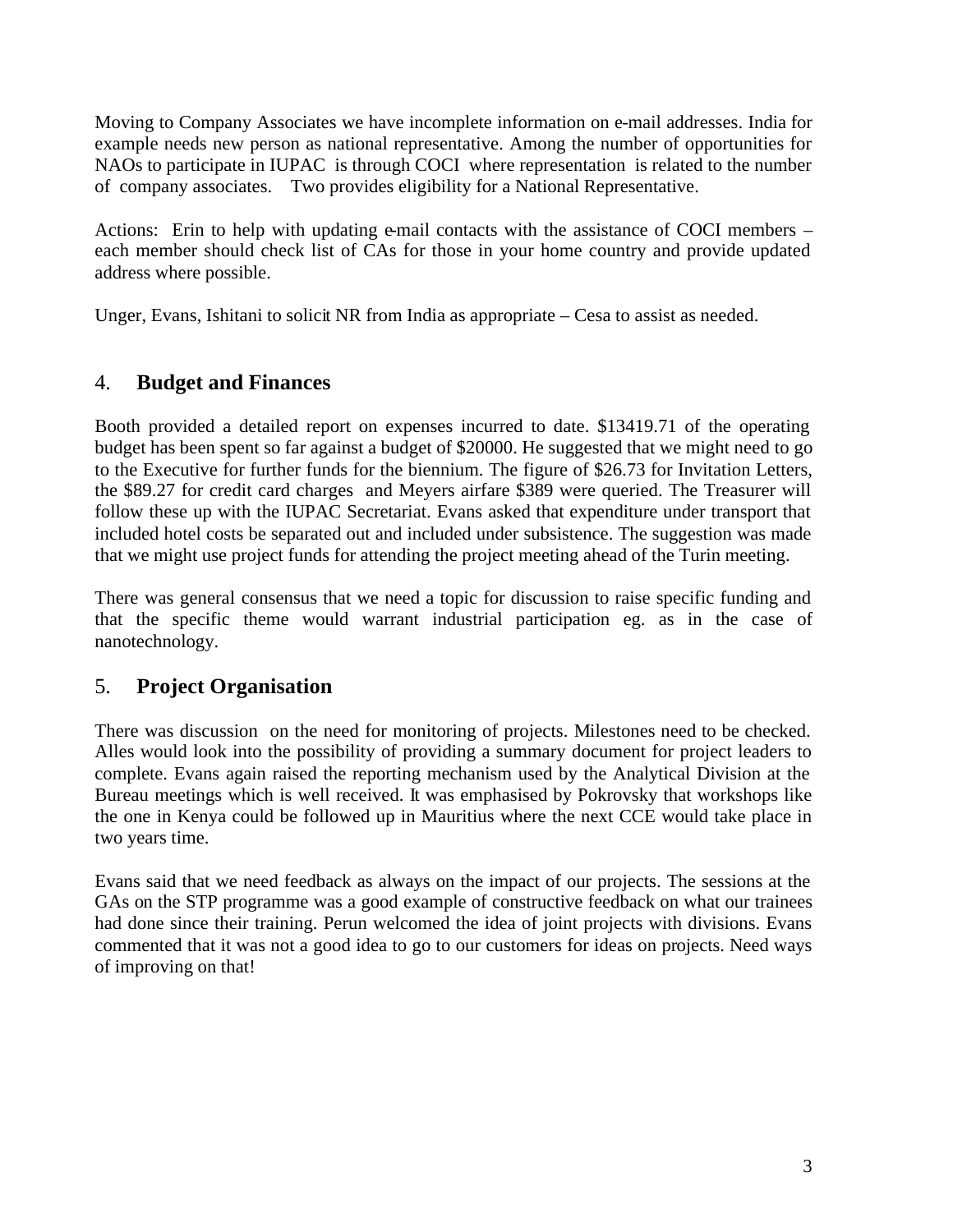Moving to Company Associates we have incomplete information on e-mail addresses. India for example needs new person as national representative. Among the number of opportunities for NAOs to participate in IUPAC is through COCI where representation is related to the number of company associates. Two provides eligibility for a National Representative.

Actions: Erin to help with updating e-mail contacts with the assistance of COCI members – each member should check list of CAs for those in your home country and provide updated address where possible.

Unger, Evans, Ishitani to solicit NR from India as appropriate – Cesa to assist as needed.

## 4. **Budget and Finances**

Booth provided a detailed report on expenses incurred to date. $13419.71 of the operating budget has been spent so far against a budget of $20000. He suggested that we might need to go to the Executive for further funds for the biennium. The figure of $26.73 for Invitation Letters, the $89.27 for credit card charges and Meyers airfare $389 were queried. The Treasurer will follow these up with the IUPAC Secretariat. Evans asked that expenditure under transport that included hotel costs be separated out and included under subsistence. The suggestion was made that we might use project funds for attending the project meeting ahead of the Turin meeting.

There was general consensus that we need a topic for discussion to raise specific funding and that the specific theme would warrant industrial participation eg. as in the case of nanotechnology.

## 5. **Project Organisation**

There was discussion on the need for monitoring of projects. Milestones need to be checked. Alles would look into the possibility of providing a summary document for project leaders to complete. Evans again raised the reporting mechanism used by the Analytical Division at the Bureau meetings which is well received. It was emphasised by Pokrovsky that workshops like the one in Kenya could be followed up in Mauritius where the next CCE would take place in two years time.

Evans said that we need feedback as always on the impact of our projects. The sessions at the GAs on the STP programme was a good example of constructive feedback on what our trainees had done since their training. Perun welcomed the idea of joint projects with divisions. Evans commented that it was not a good idea to go to our customers for ideas on projects. Need ways of improving on that!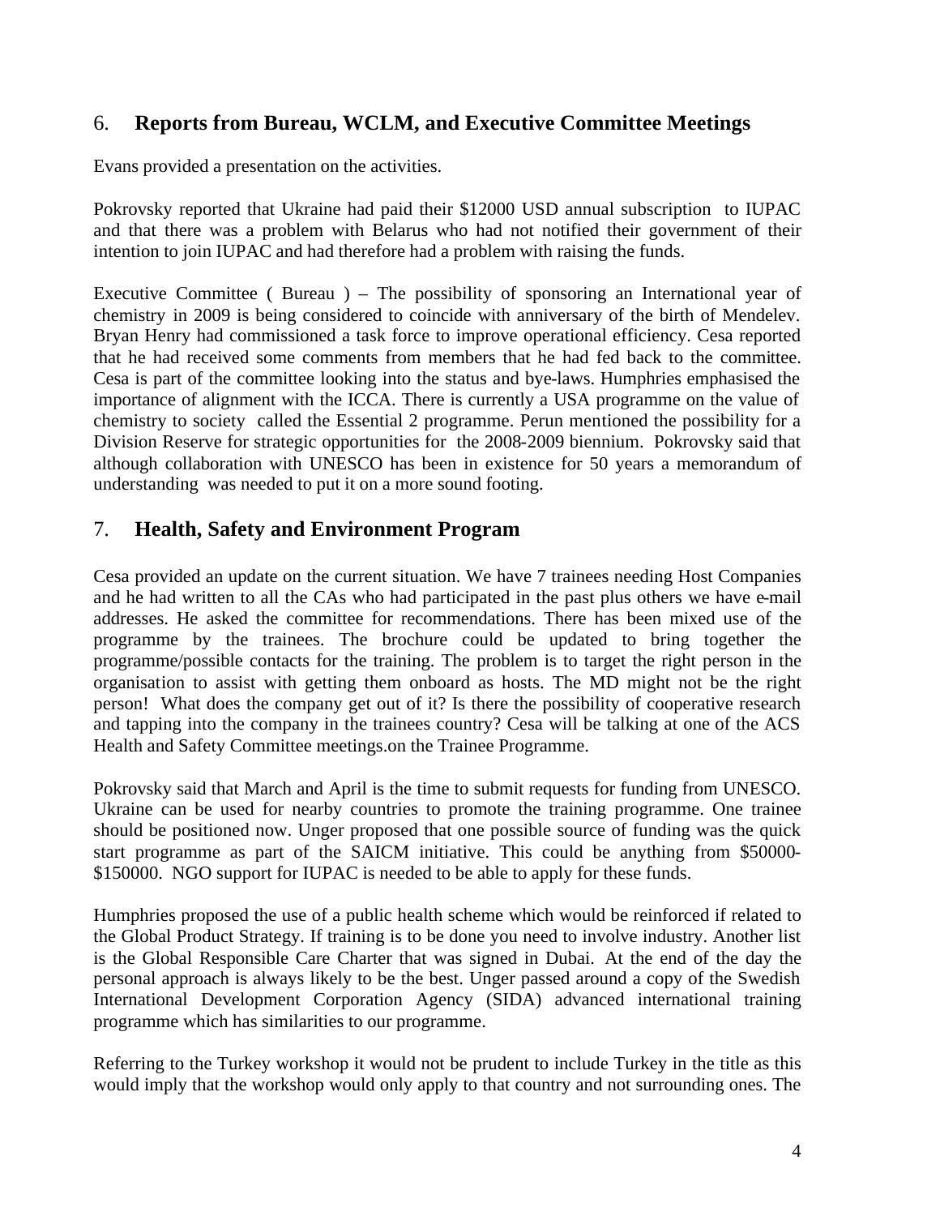## 6. **Reports from Bureau, WCLM, and Executive Committee Meetings**

Evans provided a presentation on the activities.

Pokrovsky reported that Ukraine had paid their $12000 USD annual subscription to IUPAC and that there was a problem with Belarus who had not notified their government of their intention to join IUPAC and had therefore had a problem with raising the funds.

Executive Committee ( Bureau ) – The possibility of sponsoring an International year of chemistry in 2009 is being considered to coincide with anniversary of the birth of Mendelev. Bryan Henry had commissioned a task force to improve operational efficiency. Cesa reported that he had received some comments from members that he had fed back to the committee. Cesa is part of the committee looking into the status and bye-laws. Humphries emphasised the importance of alignment with the ICCA. There is currently a USA programme on the value of chemistry to society called the Essential 2 programme. Perun mentioned the possibility for a Division Reserve for strategic opportunities for the 2008-2009 biennium. Pokrovsky said that although collaboration with UNESCO has been in existence for 50 years a memorandum of understanding was needed to put it on a more sound footing.

## 7. **Health, Safety and Environment Program**

Cesa provided an update on the current situation. We have 7 trainees needing Host Companies and he had written to all the CAs who had participated in the past plus others we have e-mail addresses. He asked the committee for recommendations. There has been mixed use of the programme by the trainees. The brochure could be updated to bring together the programme/possible contacts for the training. The problem is to target the right person in the organisation to assist with getting them onboard as hosts. The MD might not be the right person! What does the company get out of it? Is there the possibility of cooperative research and tapping into the company in the trainees country? Cesa will be talking at one of the ACS Health and Safety Committee meetings.on the Trainee Programme.

Pokrovsky said that March and April is the time to submit requests for funding from UNESCO. Ukraine can be used for nearby countries to promote the training programme. One trainee should be positioned now. Unger proposed that one possible source of funding was the quick start programme as part of the SAICM initiative. This could be anything from $50000-$150000. NGO support for IUPAC is needed to be able to apply for these funds.

Humphries proposed the use of a public health scheme which would be reinforced if related to the Global Product Strategy. If training is to be done you need to involve industry. Another list is the Global Responsible Care Charter that was signed in Dubai. At the end of the day the personal approach is always likely to be the best. Unger passed around a copy of the Swedish International Development Corporation Agency (SIDA) advanced international training programme which has similarities to our programme.

Referring to the Turkey workshop it would not be prudent to include Turkey in the title as this would imply that the workshop would only apply to that country and not surrounding ones. The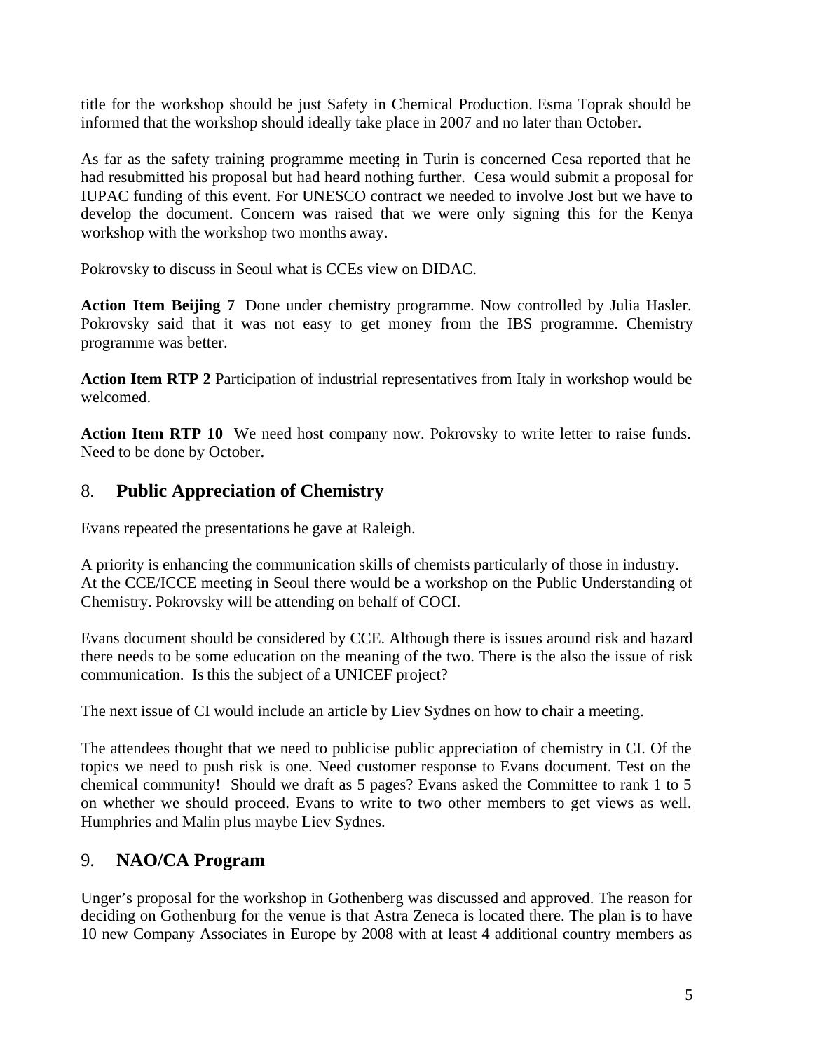title for the workshop should be just Safety in Chemical Production. Esma Toprak should be informed that the workshop should ideally take place in 2007 and no later than October.

As far as the safety training programme meeting in Turin is concerned Cesa reported that he had resubmitted his proposal but had heard nothing further. Cesa would submit a proposal for IUPAC funding of this event. For UNESCO contract we needed to involve Jost but we have to develop the document. Concern was raised that we were only signing this for the Kenya workshop with the workshop two months away.

Pokrovsky to discuss in Seoul what is CCEs view on DIDAC.

**Action Item Beijing 7** Done under chemistry programme. Now controlled by Julia Hasler. Pokrovsky said that it was not easy to get money from the IBS programme. Chemistry programme was better.

**Action Item RTP 2** Participation of industrial representatives from Italy in workshop would be welcomed.

**Action Item RTP 10** We need host company now. Pokrovsky to write letter to raise funds. Need to be done by October.

## 8. Public Appreciation of Chemistry

Evans repeated the presentations he gave at Raleigh.

A priority is enhancing the communication skills of chemists particularly of those in industry. At the CCE/ICCE meeting in Seoul there would be a workshop on the Public Understanding of Chemistry. Pokrovsky will be attending on behalf of COCI.

Evans document should be considered by CCE. Although there is issues around risk and hazard there needs to be some education on the meaning of the two. There is the also the issue of risk communication. Is this the subject of a UNICEF project?

The next issue of CI would include an article by Liev Sydnes on how to chair a meeting.

The attendees thought that we need to publicise public appreciation of chemistry in CI. Of the topics we need to push risk is one. Need customer response to Evans document. Test on the chemical community! Should we draft as 5 pages? Evans asked the Committee to rank 1 to 5 on whether we should proceed. Evans to write to two other members to get views as well. Humphries and Malin plus maybe Liev Sydnes.

## 9. NAO/CA Program

Unger's proposal for the workshop in Gothenberg was discussed and approved. The reason for deciding on Gothenburg for the venue is that Astra Zeneca is located there. The plan is to have 10 new Company Associates in Europe by 2008 with at least 4 additional country members as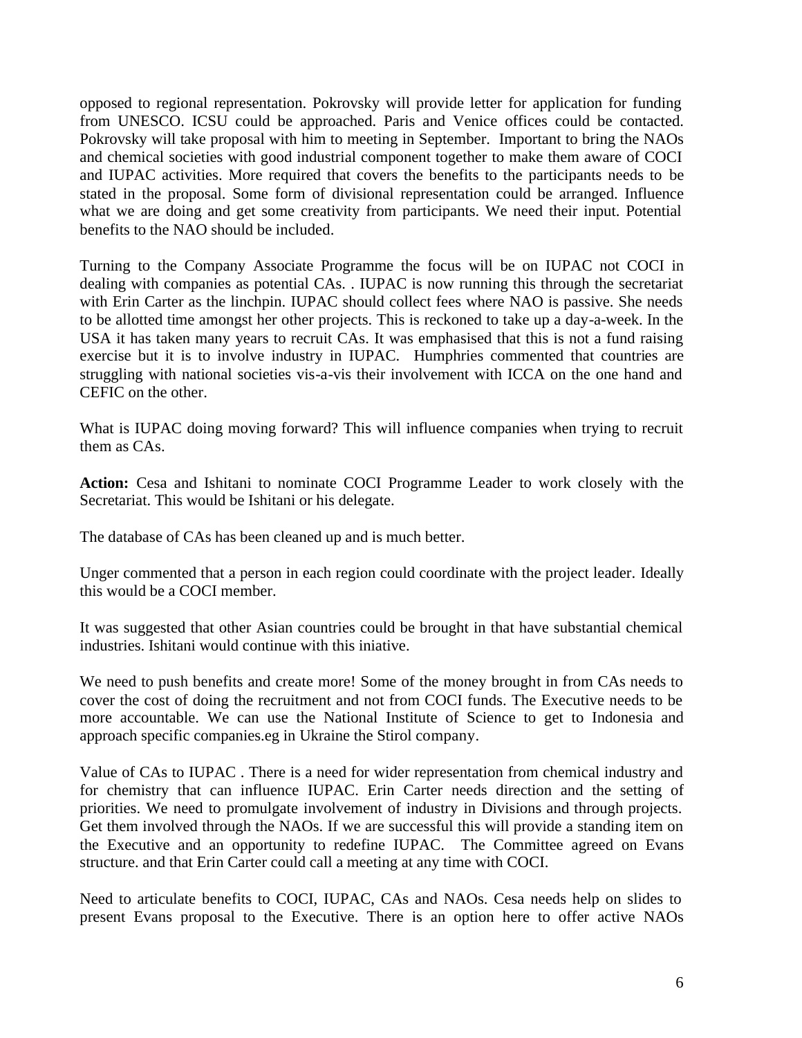opposed to regional representation. Pokrovsky will provide letter for application for funding from UNESCO. ICSU could be approached. Paris and Venice offices could be contacted. Pokrovsky will take proposal with him to meeting in September. Important to bring the NAOs and chemical societies with good industrial component together to make them aware of COCI and IUPAC activities. More required that covers the benefits to the participants needs to be stated in the proposal. Some form of divisional representation could be arranged. Influence what we are doing and get some creativity from participants. We need their input. Potential benefits to the NAO should be included.

Turning to the Company Associate Programme the focus will be on IUPAC not COCI in dealing with companies as potential CAs. . IUPAC is now running this through the secretariat with Erin Carter as the linchpin. IUPAC should collect fees where NAO is passive. She needs to be allotted time amongst her other projects. This is reckoned to take up a day-a-week. In the USA it has taken many years to recruit CAs. It was emphasised that this is not a fund raising exercise but it is to involve industry in IUPAC. Humphries commented that countries are struggling with national societies vis-a-vis their involvement with ICCA on the one hand and CEFIC on the other.

What is IUPAC doing moving forward? This will influence companies when trying to recruit them as CAs.

**Action:** Cesa and Ishitani to nominate COCI Programme Leader to work closely with the Secretariat. This would be Ishitani or his delegate.

The database of CAs has been cleaned up and is much better.

Unger commented that a person in each region could coordinate with the project leader. Ideally this would be a COCI member.

It was suggested that other Asian countries could be brought in that have substantial chemical industries. Ishitani would continue with this iniative.

We need to push benefits and create more! Some of the money brought in from CAs needs to cover the cost of doing the recruitment and not from COCI funds. The Executive needs to be more accountable. We can use the National Institute of Science to get to Indonesia and approach specific companies.eg in Ukraine the Stirol company.

Value of CAs to IUPAC . There is a need for wider representation from chemical industry and for chemistry that can influence IUPAC. Erin Carter needs direction and the setting of priorities. We need to promulgate involvement of industry in Divisions and through projects. Get them involved through the NAOs. If we are successful this will provide a standing item on the Executive and an opportunity to redefine IUPAC. The Committee agreed on Evans structure. and that Erin Carter could call a meeting at any time with COCI.

Need to articulate benefits to COCI, IUPAC, CAs and NAOs. Cesa needs help on slides to present Evans proposal to the Executive. There is an option here to offer active NAOs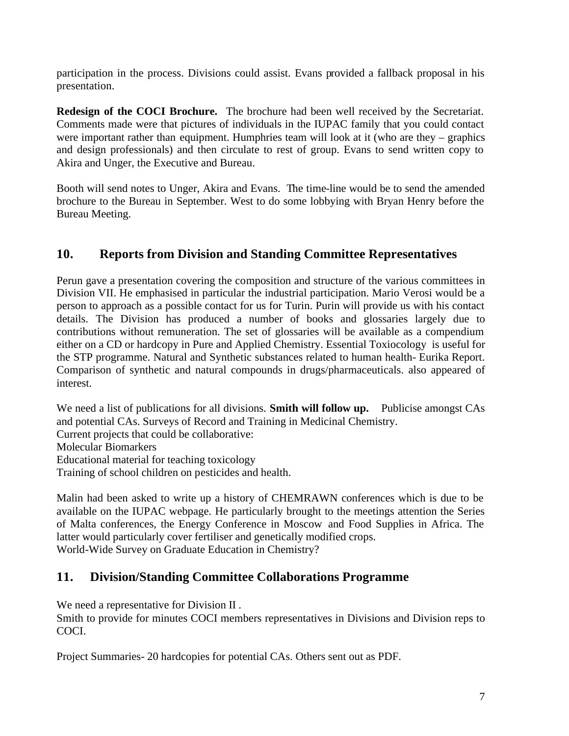participation in the process. Divisions could assist. Evans provided a fallback proposal in his presentation.

**Redesign of the COCI Brochure.** The brochure had been well received by the Secretariat. Comments made were that pictures of individuals in the IUPAC family that you could contact were important rather than equipment. Humphries team will look at it (who are they – graphics and design professionals) and then circulate to rest of group. Evans to send written copy to Akira and Unger, the Executive and Bureau.

Booth will send notes to Unger, Akira and Evans. The time-line would be to send the amended brochure to the Bureau in September. West to do some lobbying with Bryan Henry before the Bureau Meeting.

## 10. Reports from Division and Standing Committee Representatives

Perun gave a presentation covering the composition and structure of the various committees in Division VII. He emphasised in particular the industrial participation. Mario Verosi would be a person to approach as a possible contact for us for Turin. Purin will provide us with his contact details. The Division has produced a number of books and glossaries largely due to contributions without remuneration. The set of glossaries will be available as a compendium either on a CD or hardcopy in Pure and Applied Chemistry. Essential Toxiocology is useful for the STP programme. Natural and Synthetic substances related to human health- Eurika Report. Comparison of synthetic and natural compounds in drugs/pharmaceuticals. also appeared of interest.

We need a list of publications for all divisions. **Smith will follow up.** Publicise amongst CAs and potential CAs. Surveys of Record and Training in Medicinal Chemistry.
Current projects that could be collaborative:
Molecular Biomarkers
Educational material for teaching toxicology
Training of school children on pesticides and health.

Malin had been asked to write up a history of CHEMRAWN conferences which is due to be available on the IUPAC webpage. He particularly brought to the meetings attention the Series of Malta conferences, the Energy Conference in Moscow and Food Supplies in Africa. The latter would particularly cover fertiliser and genetically modified crops.
World-Wide Survey on Graduate Education in Chemistry?

## 11. Division/Standing Committee Collaborations Programme

We need a representative for Division II .
Smith to provide for minutes COCI members representatives in Divisions and Division reps to COCI.

Project Summaries- 20 hardcopies for potential CAs. Others sent out as PDF.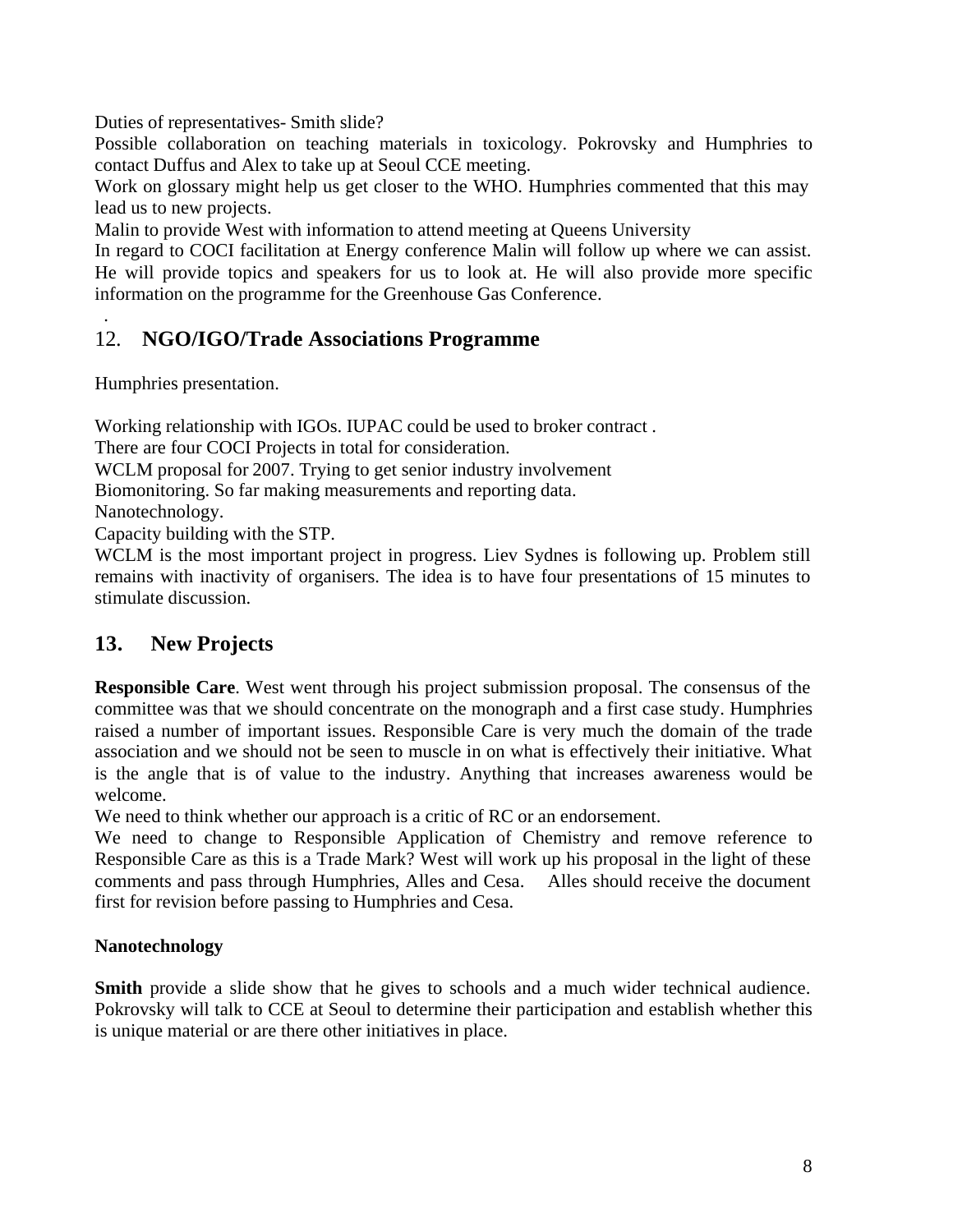Duties of representatives- Smith slide?

Possible collaboration on teaching materials in toxicology. Pokrovsky and Humphries to contact Duffus and Alex to take up at Seoul CCE meeting.

Work on glossary might help us get closer to the WHO. Humphries commented that this may lead us to new projects.

Malin to provide West with information to attend meeting at Queens University

In regard to COCI facilitation at Energy conference Malin will follow up where we can assist. He will provide topics and speakers for us to look at. He will also provide more specific information on the programme for the Greenhouse Gas Conference.

.

## 12. **NGO/IGO/Trade Associations Programme**

Humphries presentation.

Working relationship with IGOs. IUPAC could be used to broker contract .

There are four COCI Projects in total for consideration.

WCLM proposal for 2007. Trying to get senior industry involvement

Biomonitoring. So far making measurements and reporting data.

Nanotechnology.

Capacity building with the STP.

WCLM is the most important project in progress. Liev Sydnes is following up. Problem still remains with inactivity of organisers. The idea is to have four presentations of 15 minutes to stimulate discussion.

## 13. New Projects

**Responsible Care**. West went through his project submission proposal. The consensus of the committee was that we should concentrate on the monograph and a first case study. Humphries raised a number of important issues. Responsible Care is very much the domain of the trade association and we should not be seen to muscle in on what is effectively their initiative. What is the angle that is of value to the industry. Anything that increases awareness would be welcome.

We need to think whether our approach is a critic of RC or an endorsement.

We need to change to Responsible Application of Chemistry and remove reference to Responsible Care as this is a Trade Mark? West will work up his proposal in the light of these comments and pass through Humphries, Alles and Cesa. Alles should receive the document first for revision before passing to Humphries and Cesa.

**Nanotechnology**

**Smith** provide a slide show that he gives to schools and a much wider technical audience. Pokrovsky will talk to CCE at Seoul to determine their participation and establish whether this is unique material or are there other initiatives in place.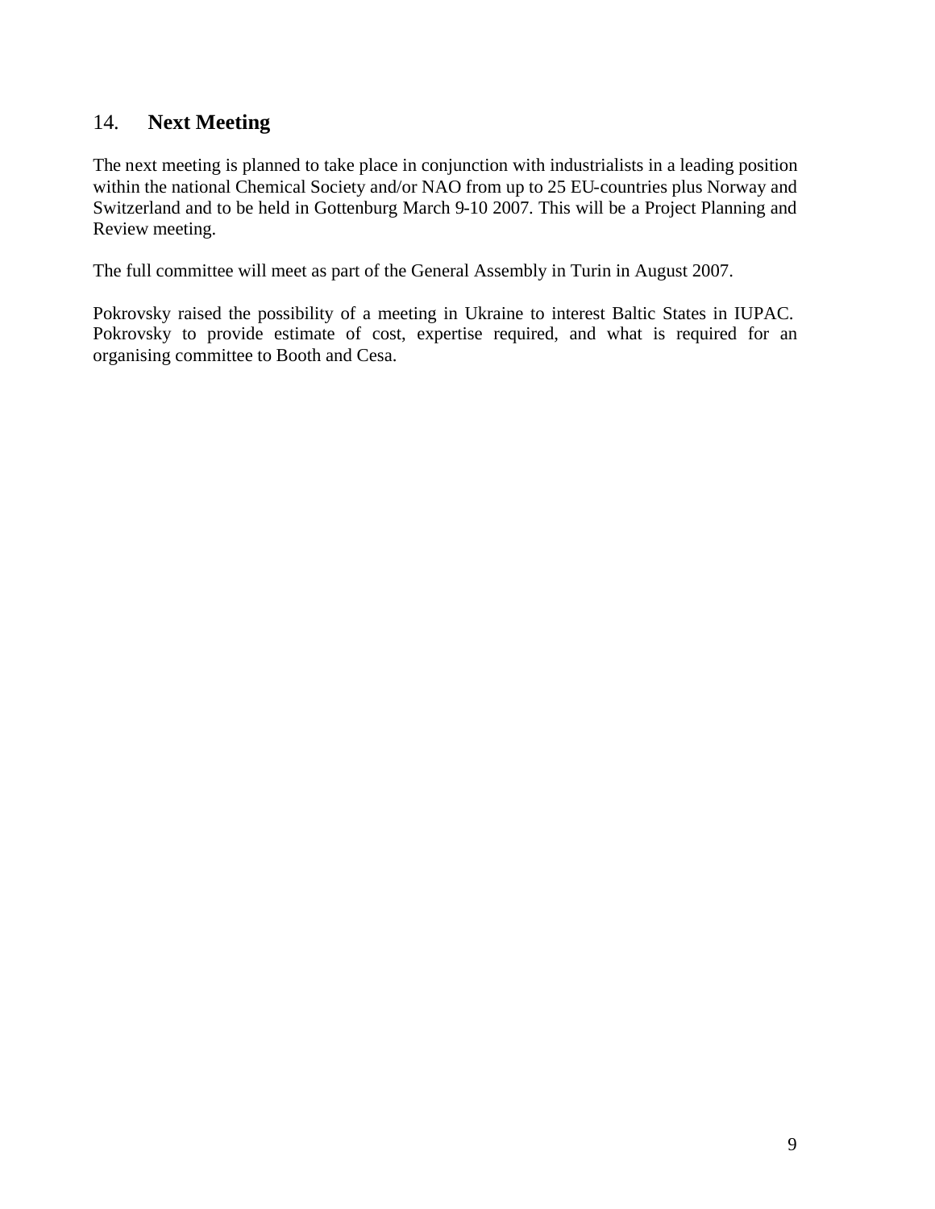## 14. **Next Meeting**

The next meeting is planned to take place in conjunction with industrialists in a leading position within the national Chemical Society and/or NAO from up to 25 EU-countries plus Norway and Switzerland and to be held in Gottenburg March 9-10 2007. This will be a Project Planning and Review meeting.

The full committee will meet as part of the General Assembly in Turin in August 2007.

Pokrovsky raised the possibility of a meeting in Ukraine to interest Baltic States in IUPAC. Pokrovsky to provide estimate of cost, expertise required, and what is required for an organising committee to Booth and Cesa.